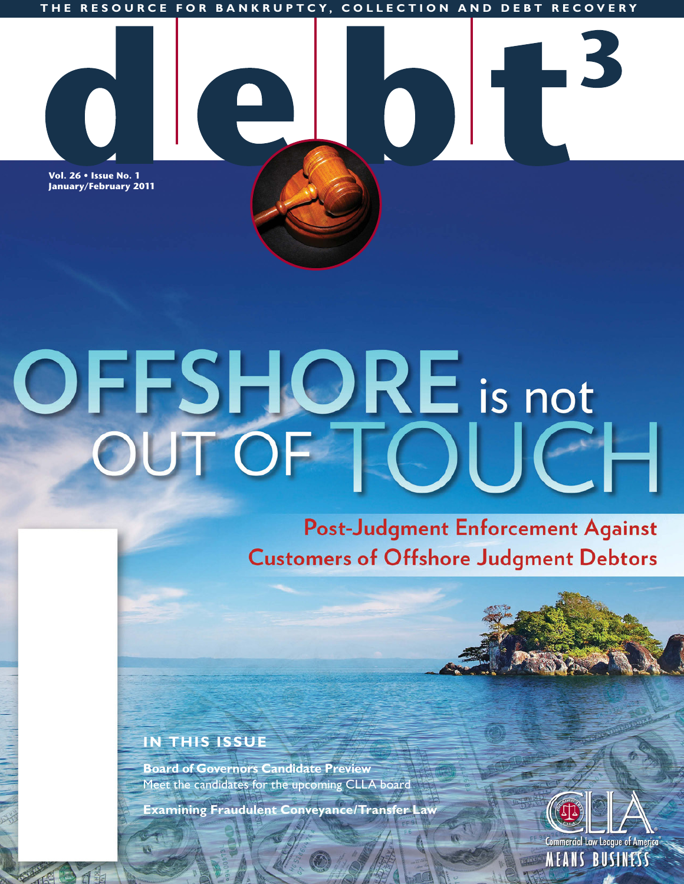THE RESOURCE FOR BANKRUPTCY, COLLECTION AND DEBT RECOVERY

# debt³

Vol. 26 • Issue No. 1
January/February 2011

# OFFSHORE is not OUT OF TOUCH

## Post-Judgment Enforcement Against Customers of Offshore Judgment Debtors

### IN THIS ISSUE

**Board of Governors Candidate Preview**
Meet the candidates for the upcoming CLLA board

**Examining Fraudulent Conveyance/Transfer Law**

CLLA Commercial Law League of America® MEANS BUSINESS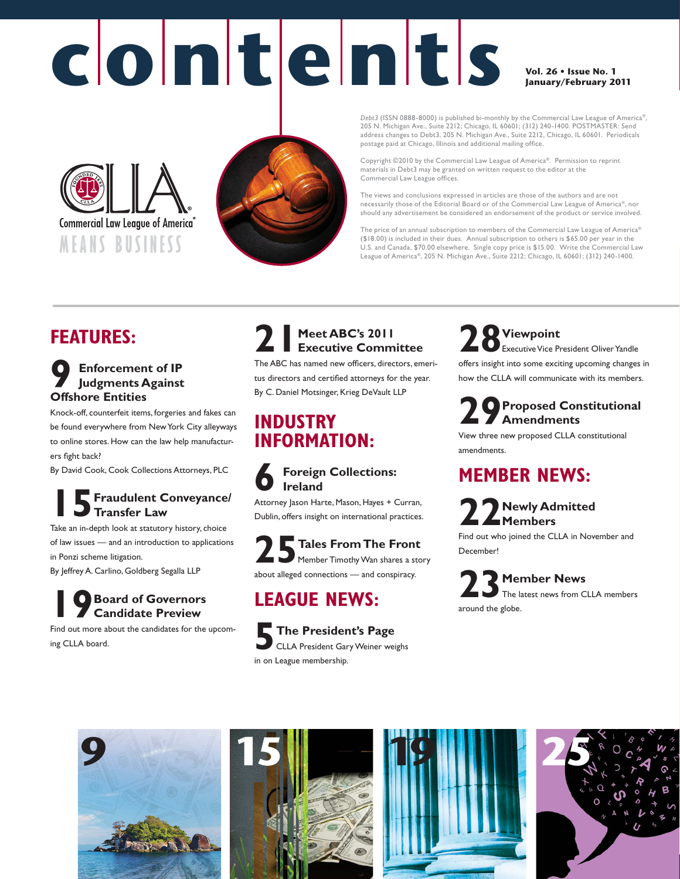# contents

**Vol. 26 • Issue No. 1**
**January/February 2011**

*Debt3* (ISSN 0888-8000) is published bi-monthly by the Commercial Law League of America®, 205 N. Michigan Ave., Suite 2212; Chicago, IL 60601; (312) 240-1400. POSTMASTER: Send address changes to Debt3, 205 N. Michigan Ave., Suite 2212, Chicago, IL 60601. Periodicals postage paid at Chicago, Illinois and additional mailing office.

Copyright ©2010 by the Commercial Law League of America®. Permission to reprint materials in Debt3 may be granted on written request to the editor at the Commercial Law League offices.

The views and conclusions expressed in articles are those of the authors and are not necessarily those of the Editorial Board or of the Commercial Law League of America®, nor should any advertisement be considered an endorsement of the product or service involved.

The price of an annual subscription to members of the Commercial Law League of America® ($18.00) is included in their dues. Annual subscription to others is $65.00 per year in the U.S. and Canada, $70.00 elsewhere. Single copy price is $15.00. Write the Commercial Law League of America®, 205 N. Michigan Ave., Suite 2212; Chicago, IL 60601; (312) 240-1400.

CLLA Commercial Law League of America®
MEANS BUSINESS

## FEATURES:

### 9 Enforcement of IP Judgments Against Offshore Entities

Knock-off, counterfeit items, forgeries and fakes can be found everywhere from New York City alleyways to online stores. How can the law help manufacturers fight back?

By David Cook, Cook Collections Attorneys, PLC

### 15 Fraudulent Conveyance/ Transfer Law

Take an in-depth look at statutory history, choice of law issues — and an introduction to applications in Ponzi scheme litigation.

By Jeffrey A. Carlino, Goldberg Segalla LLP

### 19 Board of Governors Candidate Preview

Find out more about the candidates for the upcoming CLLA board.

### 21 Meet ABC's 2011 Executive Committee

The ABC has named new officers, directors, emeritus directors and certified attorneys for the year.

By C. Daniel Motsinger, Krieg DeVault LLP

## INDUSTRY INFORMATION:

### 6 Foreign Collections: Ireland

Attorney Jason Harte, Mason, Hayes + Curran, Dublin, offers insight on international practices.

### 25 Tales From The Front

Member Timothy Wan shares a story about alleged connections — and conspiracy.

## LEAGUE NEWS:

### 5 The President's Page

CLLA President Gary Weiner weighs in on League membership.

### 28 Viewpoint

Executive Vice President Oliver Yandle offers insight into some exciting upcoming changes in how the CLLA will communicate with its members.

### 29 Proposed Constitutional Amendments

View three new proposed CLLA constitutional amendments.

## MEMBER NEWS:

### 22 Newly Admitted Members

Find out who joined the CLLA in November and December!

### 23 Member News

The latest news from CLLA members around the globe.

9

15

19

25